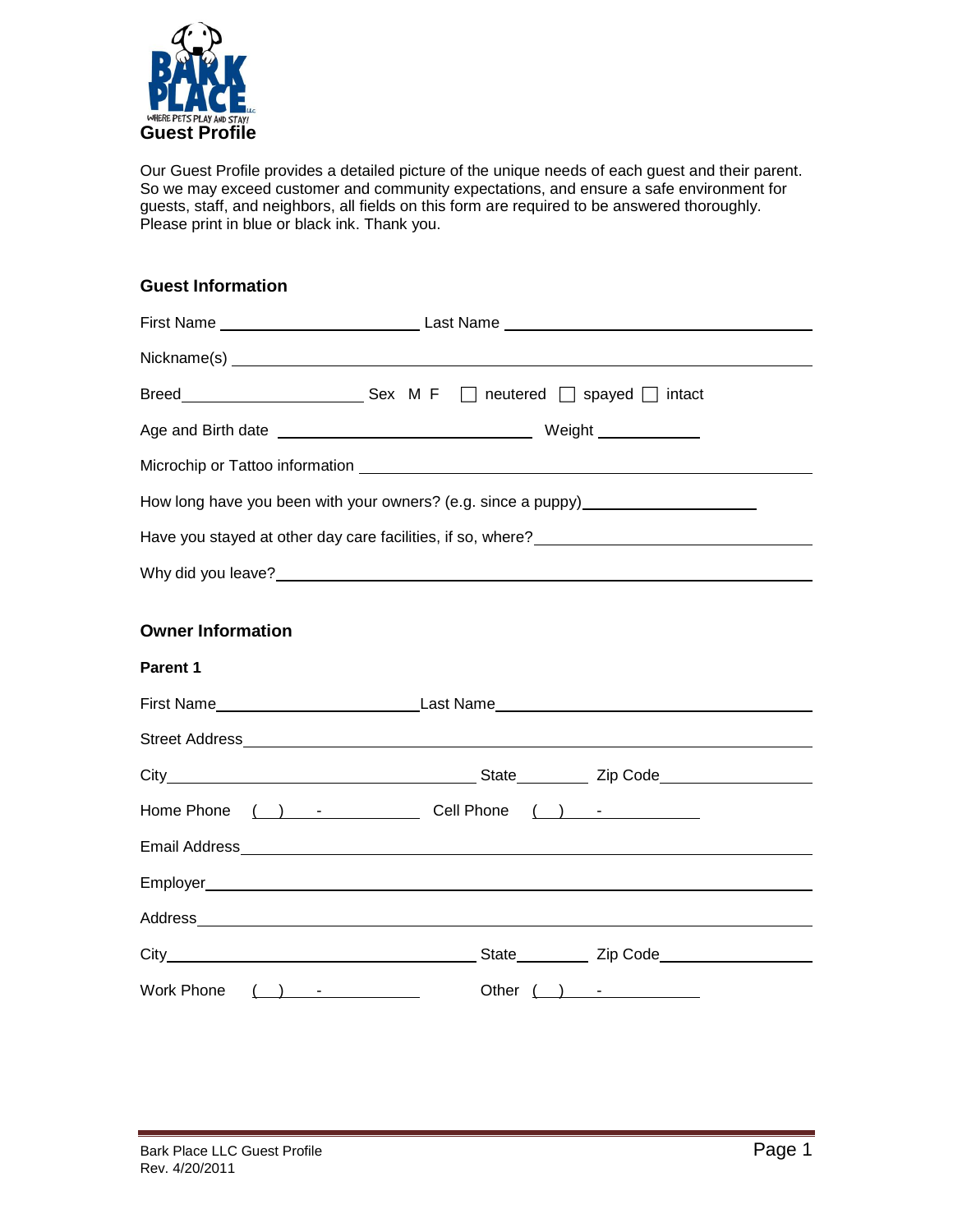BARK PLACE LLC
WHERE PETS PLAY AND STAY!

# Guest Profile

Our Guest Profile provides a detailed picture of the unique needs of each guest and their parent. So we may exceed customer and community expectations, and ensure a safe environment for guests, staff, and neighbors, all fields on this form are required to be answered thoroughly. Please print in blue or black ink. Thank you.

## Guest Information

First Name ______________________ Last Name ______________________________

Nickname(s) ______________________________________________________________

Breed ____________________ Sex M F ☐ neutered ☐ spayed ☐ intact

Age and Birth date ____________________________ Weight ___________

Microchip or Tattoo information ____________________________________________

How long have you been with your owners? (e.g. since a puppy) ___________________

Have you stayed at other day care facilities, if so, where? ____________________________

Why did you leave? ______________________________________________________

## Owner Information

**Parent 1**

First Name ______________________ Last Name ______________________________

Street Address ____________________________________________________________

City _________________________________ State ________ Zip Code _______________

Home Phone ( ) - ______________ Cell Phone ( ) - ______________

Email Address ____________________________________________________________

Employer ________________________________________________________________

Address _________________________________________________________________

City _________________________________ State ________ Zip Code _______________

Work Phone ( ) - ______________ Other ( ) - ______________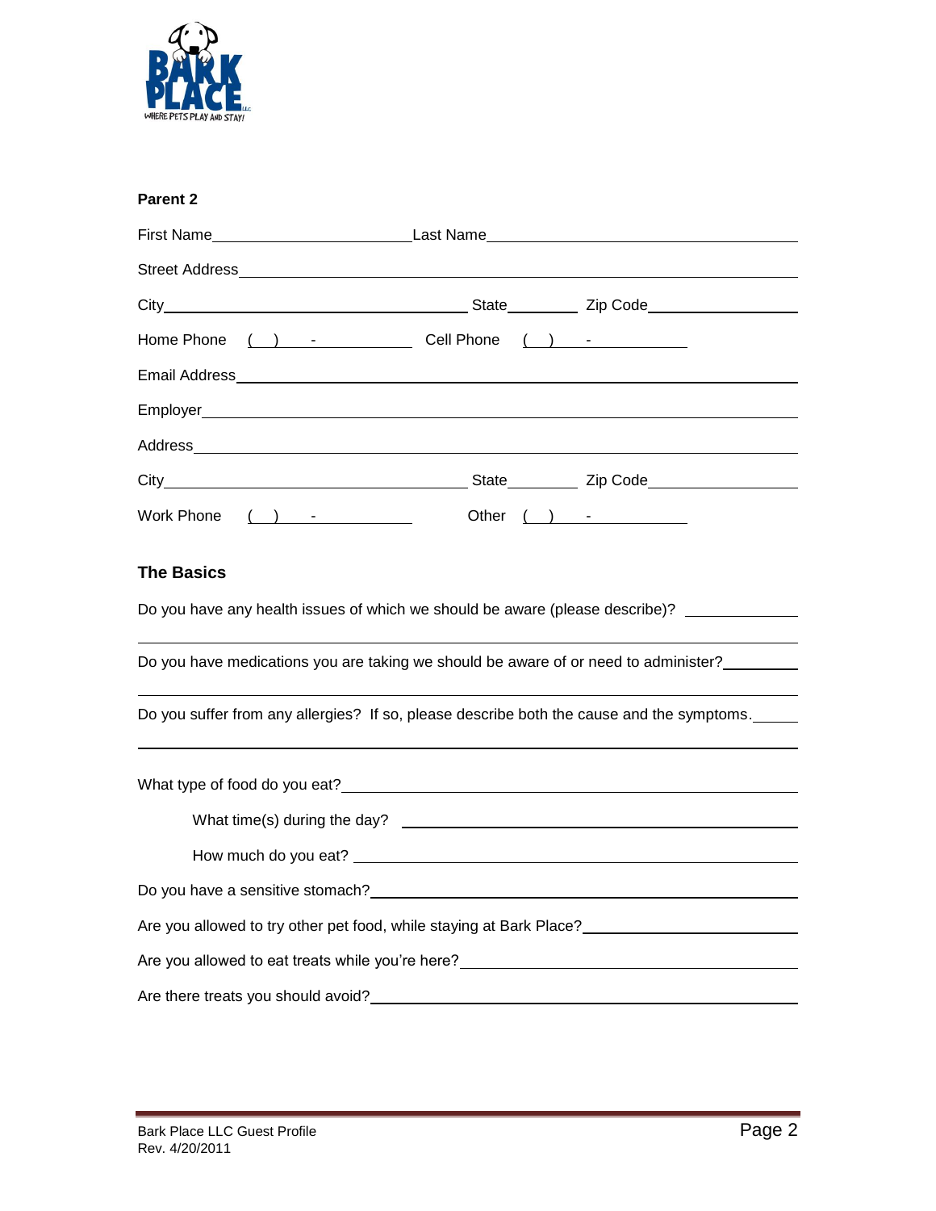## Parent 2

First Name\_\_\_\_\_\_\_\_\_\_\_\_\_\_\_\_\_\_\_\_\_\_\_\_ Last Name\_\_\_\_\_\_\_\_\_\_\_\_\_\_\_\_\_\_\_\_\_\_\_\_\_\_\_\_\_\_\_\_\_\_\_\_\_\_

Street Address\_\_\_\_\_\_\_\_\_\_\_\_\_\_\_\_\_\_\_\_\_\_\_\_\_\_\_\_\_\_\_\_\_\_\_\_\_\_\_\_\_\_\_\_\_\_\_\_\_\_\_\_\_\_\_\_\_\_\_\_\_\_\_\_

City\_\_\_\_\_\_\_\_\_\_\_\_\_\_\_\_\_\_\_\_\_\_\_\_\_\_\_\_\_\_\_\_\_\_\_\_\_ State\_\_\_\_\_\_\_\_\_ Zip Code\_\_\_\_\_\_\_\_\_\_\_\_\_\_\_\_\_\_

Home Phone ( ) - \_\_\_\_\_\_\_\_\_\_\_\_ Cell Phone ( ) - \_\_\_\_\_\_\_\_\_\_\_\_

Email Address\_\_\_\_\_\_\_\_\_\_\_\_\_\_\_\_\_\_\_\_\_\_\_\_\_\_\_\_\_\_\_\_\_\_\_\_\_\_\_\_\_\_\_\_\_\_\_\_\_\_\_\_\_\_\_\_\_\_\_\_\_\_\_\_\_

Employer\_\_\_\_\_\_\_\_\_\_\_\_\_\_\_\_\_\_\_\_\_\_\_\_\_\_\_\_\_\_\_\_\_\_\_\_\_\_\_\_\_\_\_\_\_\_\_\_\_\_\_\_\_\_\_\_\_\_\_\_\_\_\_\_\_\_\_\_\_

Address\_\_\_\_\_\_\_\_\_\_\_\_\_\_\_\_\_\_\_\_\_\_\_\_\_\_\_\_\_\_\_\_\_\_\_\_\_\_\_\_\_\_\_\_\_\_\_\_\_\_\_\_\_\_\_\_\_\_\_\_\_\_\_\_\_\_\_\_\_\_

City\_\_\_\_\_\_\_\_\_\_\_\_\_\_\_\_\_\_\_\_\_\_\_\_\_\_\_\_\_\_\_\_\_\_\_\_\_ State\_\_\_\_\_\_\_\_\_ Zip Code\_\_\_\_\_\_\_\_\_\_\_\_\_\_\_\_\_\_

Work Phone ( ) - \_\_\_\_\_\_\_\_\_\_\_\_ Other ( ) - \_\_\_\_\_\_\_\_\_\_\_\_

## The Basics

Do you have any health issues of which we should be aware (please describe)? \_\_\_\_\_\_\_\_\_\_\_\_\_\_

\_\_\_\_\_\_\_\_\_\_\_\_\_\_\_\_\_\_\_\_\_\_\_\_\_\_\_\_\_\_\_\_\_\_\_\_\_\_\_\_\_\_\_\_\_\_\_\_\_\_\_\_\_\_\_\_\_\_\_\_\_\_\_\_\_\_\_\_\_\_\_\_\_\_\_\_\_\_\_

Do you have medications you are taking we should be aware of or need to administer?\_\_\_\_\_\_\_\_\_\_

\_\_\_\_\_\_\_\_\_\_\_\_\_\_\_\_\_\_\_\_\_\_\_\_\_\_\_\_\_\_\_\_\_\_\_\_\_\_\_\_\_\_\_\_\_\_\_\_\_\_\_\_\_\_\_\_\_\_\_\_\_\_\_\_\_\_\_\_\_\_\_\_\_\_\_\_\_\_\_

Do you suffer from any allergies? If so, please describe both the cause and the symptoms.\_\_\_\_\_\_

\_\_\_\_\_\_\_\_\_\_\_\_\_\_\_\_\_\_\_\_\_\_\_\_\_\_\_\_\_\_\_\_\_\_\_\_\_\_\_\_\_\_\_\_\_\_\_\_\_\_\_\_\_\_\_\_\_\_\_\_\_\_\_\_\_\_\_\_\_\_\_\_\_\_\_\_\_\_\_

What type of food do you eat?\_\_\_\_\_\_\_\_\_\_\_\_\_\_\_\_\_\_\_\_\_\_\_\_\_\_\_\_\_\_\_\_\_\_\_\_\_\_\_\_\_\_\_\_\_\_\_\_\_\_\_\_\_

What time(s) during the day? \_\_\_\_\_\_\_\_\_\_\_\_\_\_\_\_\_\_\_\_\_\_\_\_\_\_\_\_\_\_\_\_\_\_\_\_\_\_\_\_\_\_\_\_\_\_\_\_\_

How much do you eat? \_\_\_\_\_\_\_\_\_\_\_\_\_\_\_\_\_\_\_\_\_\_\_\_\_\_\_\_\_\_\_\_\_\_\_\_\_\_\_\_\_\_\_\_\_\_\_\_\_\_\_\_\_\_\_\_

Do you have a sensitive stomach?\_\_\_\_\_\_\_\_\_\_\_\_\_\_\_\_\_\_\_\_\_\_\_\_\_\_\_\_\_\_\_\_\_\_\_\_\_\_\_\_\_\_\_\_\_\_\_\_\_\_

Are you allowed to try other pet food, while staying at Bark Place?\_\_\_\_\_\_\_\_\_\_\_\_\_\_\_\_\_\_\_\_\_\_\_\_\_\_

Are you allowed to eat treats while you're here?\_\_\_\_\_\_\_\_\_\_\_\_\_\_\_\_\_\_\_\_\_\_\_\_\_\_\_\_\_\_\_\_\_\_\_\_\_\_\_

Are there treats you should avoid?\_\_\_\_\_\_\_\_\_\_\_\_\_\_\_\_\_\_\_\_\_\_\_\_\_\_\_\_\_\_\_\_\_\_\_\_\_\_\_\_\_\_\_\_\_\_\_\_\_

Bark Place LLC Guest Profile
Rev. 4/20/2011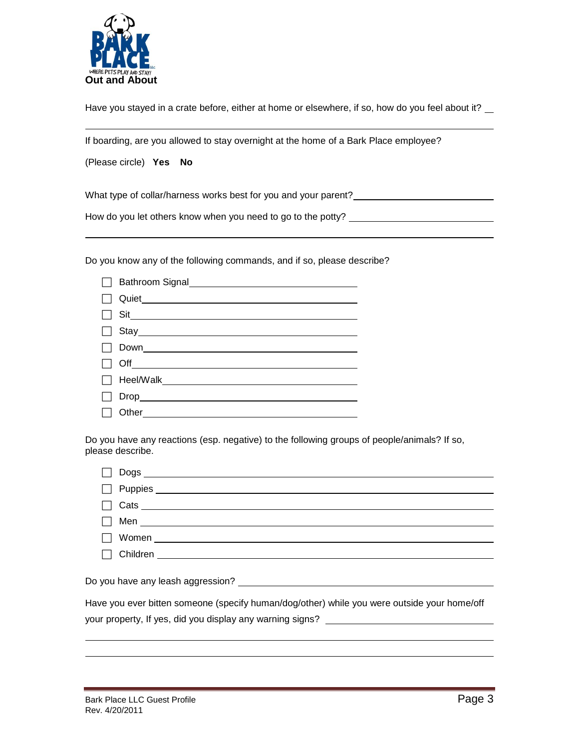## Out and About

Have you stayed in a crate before, either at home or elsewhere, if so, how do you feel about it? ___

If boarding, are you allowed to stay overnight at the home of a Bark Place employee?

(Please circle) **Yes** **No**

What type of collar/harness works best for you and your parent? ___

How do you let others know when you need to go to the potty? ___

Do you know any of the following commands, and if so, please describe?

- ☐ Bathroom Signal ___
- ☐ Quiet ___
- ☐ Sit ___
- ☐ Stay ___
- ☐ Down ___
- ☐ Off ___
- ☐ Heel/Walk ___
- ☐ Drop ___
- ☐ Other ___

Do you have any reactions (esp. negative) to the following groups of people/animals? If so, please describe.

- ☐ Dogs ___
- ☐ Puppies ___
- ☐ Cats ___
- ☐ Men ___
- ☐ Women ___
- ☐ Children ___

Do you have any leash aggression? ___

Have you ever bitten someone (specify human/dog/other) while you were outside your home/off your property, If yes, did you display any warning signs? ___

Bark Place LLC Guest Profile
Rev. 4/20/2011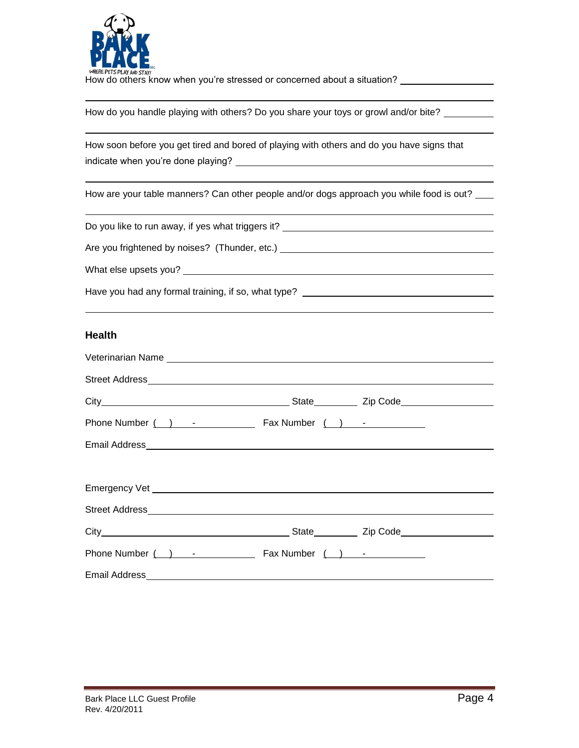How do others know when you're stressed or concerned about a situation? ____________________

______________________________________________________________________________

How do you handle playing with others? Do you share your toys or growl and/or bite? __________

______________________________________________________________________________

How soon before you get tired and bored of playing with others and do you have signs that indicate when you're done playing? ____________________________________________

______________________________________________________________________________

How are your table manners? Can other people and/or dogs approach you while food is out? ____

______________________________________________________________________________

Do you like to run away, if yes what triggers it? ______________________________________

Are you frightened by noises? (Thunder, etc.) ________________________________________

What else upsets you? __________________________________________________________

Have you had any formal training, if so, what type? ___________________________________

______________________________________________________________________________

## Health

Veterinarian Name ______________________________________________________________

Street Address _________________________________________________________________

City ______________________________ State ________ Zip Code __________________

Phone Number ( ) - ____________ Fax Number ( ) - ____________

Email Address _________________________________________________________________

Emergency Vet _________________________________________________________________

Street Address _________________________________________________________________

City ______________________________ State ________ Zip Code __________________

Phone Number ( ) - ____________ Fax Number ( ) - ____________

Email Address _________________________________________________________________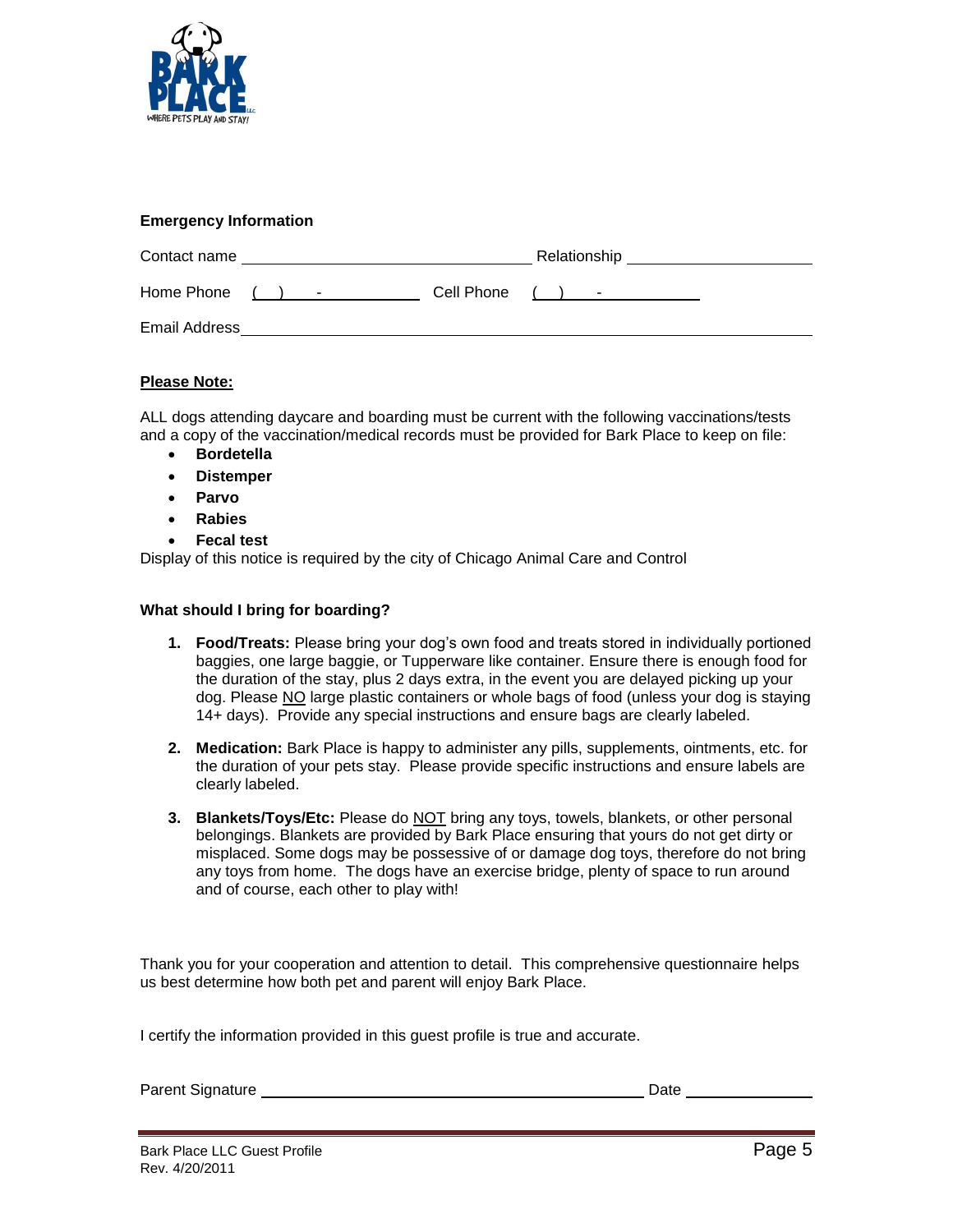**Emergency Information**

Contact name ______________________________ Relationship ____________________

Home Phone ( ) - ____________ Cell Phone ( ) - ____________

Email Address ______________________________________________________________

**Please Note:**

ALL dogs attending daycare and boarding must be current with the following vaccinations/tests and a copy of the vaccination/medical records must be provided for Bark Place to keep on file:

- **Bordetella**
- **Distemper**
- **Parvo**
- **Rabies**
- **Fecal test**

Display of this notice is required by the city of Chicago Animal Care and Control

**What should I bring for boarding?**

1. **Food/Treats:** Please bring your dog's own food and treats stored in individually portioned baggies, one large baggie, or Tupperware like container. Ensure there is enough food for the duration of the stay, plus 2 days extra, in the event you are delayed picking up your dog. Please NO large plastic containers or whole bags of food (unless your dog is staying 14+ days). Provide any special instructions and ensure bags are clearly labeled.
2. **Medication:** Bark Place is happy to administer any pills, supplements, ointments, etc. for the duration of your pets stay. Please provide specific instructions and ensure labels are clearly labeled.
3. **Blankets/Toys/Etc:** Please do NOT bring any toys, towels, blankets, or other personal belongings. Blankets are provided by Bark Place ensuring that yours do not get dirty or misplaced. Some dogs may be possessive of or damage dog toys, therefore do not bring any toys from home. The dogs have an exercise bridge, plenty of space to run around and of course, each other to play with!

Thank you for your cooperation and attention to detail. This comprehensive questionnaire helps us best determine how both pet and parent will enjoy Bark Place.

I certify the information provided in this guest profile is true and accurate.

Parent Signature ____________________________________ Date ____________